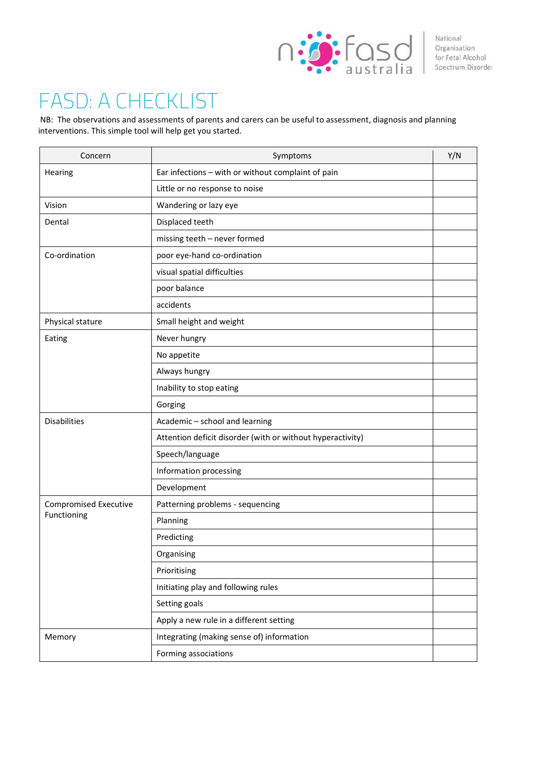nofasd australia — National Organisation for Fetal Alcohol Spectrum Disorder

# FASD: A CHECKLIST

NB: The observations and assessments of parents and carers can be useful to assessment, diagnosis and planning interventions. This simple tool will help get you started.

| Concern | Symptoms | Y/N |
|---|---|---|
| Hearing | Ear infections – with or without complaint of pain | |
| | Little or no response to noise | |
| Vision | Wandering or lazy eye | |
| Dental | Displaced teeth | |
| | missing teeth – never formed | |
| Co-ordination | poor eye-hand co-ordination | |
| | visual spatial difficulties | |
| | poor balance | |
| | accidents | |
| Physical stature | Small height and weight | |
| Eating | Never hungry | |
| | No appetite | |
| | Always hungry | |
| | Inability to stop eating | |
| | Gorging | |
| Disabilities | Academic – school and learning | |
| | Attention deficit disorder (with or without hyperactivity) | |
| | Speech/language | |
| | Information processing | |
| | Development | |
| Compromised Executive Functioning | Patterning problems - sequencing | |
| | Planning | |
| | Predicting | |
| | Organising | |
| | Prioritising | |
| | Initiating play and following rules | |
| | Setting goals | |
| | Apply a new rule in a different setting | |
| Memory | Integrating (making sense of) information | |
| | Forming associations | |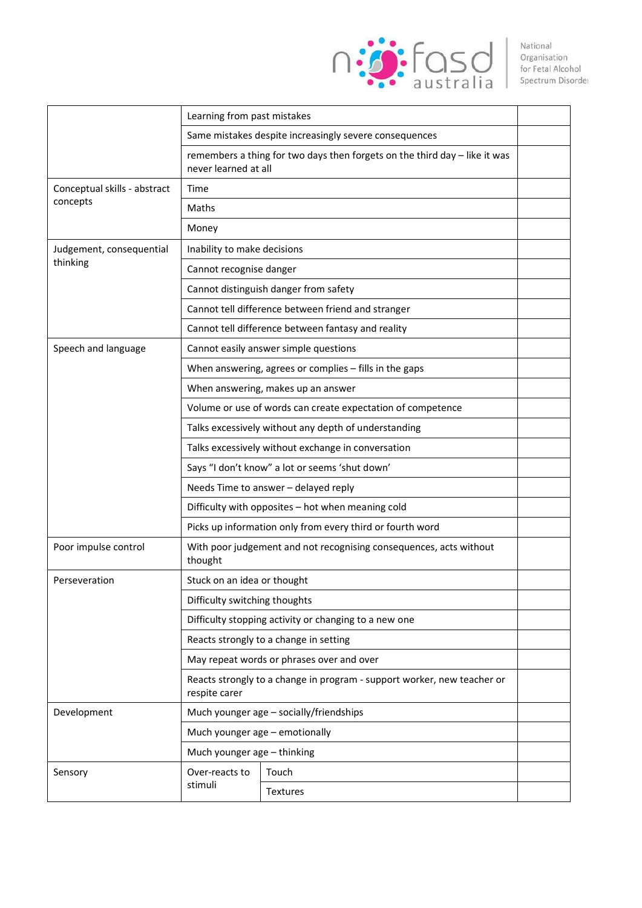| | | |
|---|---|---|
| | Learning from past mistakes | |
| | Same mistakes despite increasingly severe consequences | |
| | remembers a thing for two days then forgets on the third day – like it was never learned at all | |
| Conceptual skills - abstract concepts | Time | |
| | Maths | |
| | Money | |
| Judgement, consequential thinking | Inability to make decisions | |
| | Cannot recognise danger | |
| | Cannot distinguish danger from safety | |
| | Cannot tell difference between friend and stranger | |
| | Cannot tell difference between fantasy and reality | |
| Speech and language | Cannot easily answer simple questions | |
| | When answering, agrees or complies – fills in the gaps | |
| | When answering, makes up an answer | |
| | Volume or use of words can create expectation of competence | |
| | Talks excessively without any depth of understanding | |
| | Talks excessively without exchange in conversation | |
| | Says "I don't know" a lot or seems 'shut down' | |
| | Needs Time to answer – delayed reply | |
| | Difficulty with opposites – hot when meaning cold | |
| | Picks up information only from every third or fourth word | |
| Poor impulse control | With poor judgement and not recognising consequences, acts without thought | |
| Perseveration | Stuck on an idea or thought | |
| | Difficulty switching thoughts | |
| | Difficulty stopping activity or changing to a new one | |
| | Reacts strongly to a change in setting | |
| | May repeat words or phrases over and over | |
| | Reacts strongly to a change in program - support worker, new teacher or respite carer | |
| Development | Much younger age – socially/friendships | |
| | Much younger age – emotionally | |
| | Much younger age – thinking | |
| Sensory | Over-reacts to stimuli: Touch | |
| | Over-reacts to stimuli: Textures | |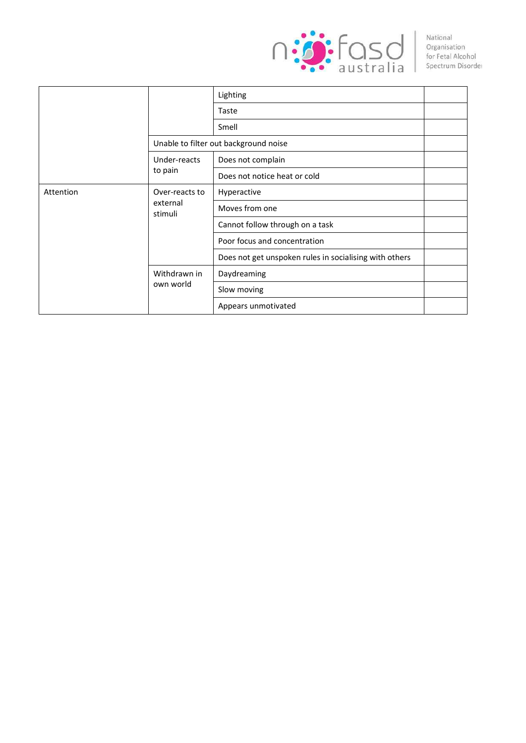| | | | |
|---|---|---|---|
| | | Lighting | |
| | | Taste | |
| | | Smell | |
| | Unable to filter out background noise | | |
| | Under-reacts to pain | Does not complain | |
| | | Does not notice heat or cold | |
| Attention | Over-reacts to external stimuli | Hyperactive | |
| | | Moves from one | |
| | | Cannot follow through on a task | |
| | | Poor focus and concentration | |
| | | Does not get unspoken rules in socialising with others | |
| | Withdrawn in own world | Daydreaming | |
| | | Slow moving | |
| | | Appears unmotivated | |